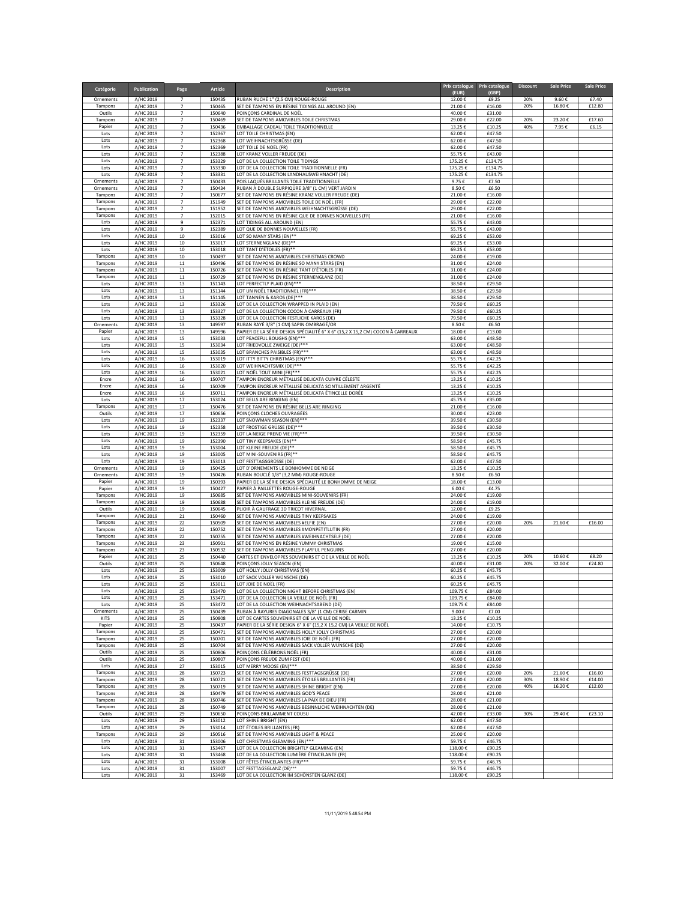| Catégorie | Publication | Page | Article | Description | Prix catalogue (EUR) | Prix catalogue (GBP) | Discount | Sale Price | Sale Price |
|---|---|---|---|---|---|---|---|---|---|
| Ornements | A/HC 2019 | 7 | 150435 | RUBAN RUCHÉ 1" (2,5 CM) ROUGE-ROUGE | 12.00 € | £9.25 | 20% | 9.60 € | £7.40 |
| Tampons | A/HC 2019 | 7 | 150465 | SET DE TAMPONS EN RÉSINE TIDINGS ALL AROUND (EN) | 21.00 € | £16.00 | 20% | 16.80 € | £12.80 |
| Outils | A/HC 2019 | 7 | 150640 | POINÇONS CARDINAL DE NOËL | 40.00 € | £31.00 | | | |
| Tampons | A/HC 2019 | 7 | 150469 | SET DE TAMPONS AMOVIBLES TOILE CHRISTMAS | 29.00 € | £22.00 | 20% | 23.20 € | £17.60 |
| Papier | A/HC 2019 | 7 | 150436 | EMBALLAGE CADEAU TOILE TRADITIONNELLE | 13.25 € | £10.25 | 40% | 7.95 € | £6.15 |
| Lots | A/HC 2019 | 7 | 152367 | LOT TOILE CHRISTMAS (EN) | 62.00 € | £47.50 | | | |
| Lots | A/HC 2019 | 7 | 152368 | LOT WEIHNACHTSGRÜSSE (DE) | 62.00 € | £47.50 | | | |
| Lots | A/HC 2019 | 7 | 152369 | LOT TOILE DE NOËL (FR) | 62.00 € | £47.50 | | | |
| Lots | A/HC 2019 | 7 | 152388 | LOT KRANZ VOLLER FREUDE (DE) | 55.75 € | £43.00 | | | |
| Lots | A/HC 2019 | 7 | 153329 | LOT DE LA COLLECTION TOILE TIDINGS | 175.25 € | £134.75 | | | |
| Lots | A/HC 2019 | 7 | 153330 | LOT DE LA COLLECTION TOILE TRADITIONNELLE (FR) | 175.25 € | £134.75 | | | |
| Lots | A/HC 2019 | 7 | 153331 | LOT DE LA COLLECTION LANDHAUSWEIHNACHT (DE) | 175.25 € | £134.75 | | | |
| Ornements | A/HC 2019 | 7 | 150433 | POIS LAQUÉS BRILLANTS TOILE TRADITIONNELLE | 9.75 € | £7.50 | | | |
| Ornements | A/HC 2019 | 7 | 150434 | RUBAN À DOUBLE SURPIQÛRE 3/8" (1 CM) VERT JARDIN | 8.50 € | £6.50 | | | |
| Tampons | A/HC 2019 | 7 | 150677 | SET DE TAMPONS EN RÉSINE KRANZ VOLLER FREUDE (DE) | 21.00 € | £16.00 | | | |
| Tampons | A/HC 2019 | 7 | 151949 | SET DE TAMPONS AMOVIBLES TOILE DE NOËL (FR) | 29.00 € | £22.00 | | | |
| Tampons | A/HC 2019 | 7 | 151952 | SET DE TAMPONS AMOVIBLES WEIHNACHTSGRÜSSE (DE) | 29.00 € | £22.00 | | | |
| Tampons | A/HC 2019 | 7 | 152015 | SET DE TAMPONS EN RÉSINE QUE DE BONNES NOUVELLES (FR) | 21.00 € | £16.00 | | | |
| Lots | A/HC 2019 | 9 | 152371 | LOT TIDINGS ALL AROUND (EN) | 55.75 € | £43.00 | | | |
| Lots | A/HC 2019 | 9 | 152389 | LOT QUE DE BONNES NOUVELLES (FR) | 55.75 € | £43.00 | | | |
| Lots | A/HC 2019 | 10 | 153016 | LOT SO MANY STARS (EN)** | 69.25 € | £53.00 | | | |
| Lots | A/HC 2019 | 10 | 153017 | LOT STERNENGLANZ (DE)** | 69.25 € | £53.00 | | | |
| Lots | A/HC 2019 | 10 | 153018 | LOT TANT D'ÉTOILES (FR)** | 69.25 € | £53.00 | | | |
| Tampons | A/HC 2019 | 10 | 150497 | SET DE TAMPONS AMOVIBLES CHRISTMAS CROWD | 24.00 € | £19.00 | | | |
| Tampons | A/HC 2019 | 11 | 150496 | SET DE TAMPONS EN RÉSINE SO MANY STARS (EN) | 31.00 € | £24.00 | | | |
| Tampons | A/HC 2019 | 11 | 150726 | SET DE TAMPONS EN RÉSINE TANT D'ÉTOILES (FR) | 31.00 € | £24.00 | | | |
| Tampons | A/HC 2019 | 11 | 150729 | SET DE TAMPONS EN RÉSINE STERNENGLANZ (DE) | 31.00 € | £24.00 | | | |
| Lots | A/HC 2019 | 13 | 151143 | LOT PERFECTLY PLAID (EN)*** | 38.50 € | £29.50 | | | |
| Lots | A/HC 2019 | 13 | 151144 | LOT UN NOËL TRADITIONNEL (FR)*** | 38.50 € | £29.50 | | | |
| Lots | A/HC 2019 | 13 | 151145 | LOT TANNEN & KAROS (DE)*** | 38.50 € | £29.50 | | | |
| Lots | A/HC 2019 | 13 | 153326 | LOT DE LA COLLECTION WRAPPED IN PLAID (EN) | 79.50 € | £60.25 | | | |
| Lots | A/HC 2019 | 13 | 153327 | LOT DE LA COLLECTION COCON À CARREAUX (FR) | 79.50 € | £60.25 | | | |
| Lots | A/HC 2019 | 13 | 153328 | LOT DE LA COLLECTION FESTLICHE KAROS (DE) | 79.50 € | £60.25 | | | |
| Ornements | A/HC 2019 | 13 | 149597 | RUBAN RAYÉ 3/8" (1 CM) SAPIN OMBRAGÉ/OR | 8.50 € | £6.50 | | | |
| Papier | A/HC 2019 | 13 | 149596 | PAPIER DE LA SÉRIE DESIGN SPÉCIALITÉ 6" X 6" (15,2 X 15,2 CM) COCON À CARREAUX | 18.00 € | £13.00 | | | |
| Lots | A/HC 2019 | 15 | 153033 | LOT PEACEFUL BOUGHS (EN)*** | 63.00 € | £48.50 | | | |
| Lots | A/HC 2019 | 15 | 153034 | LOT FRIEDVOLLE ZWEIGE (DE)*** | 63.00 € | £48.50 | | | |
| Lots | A/HC 2019 | 15 | 153035 | LOT BRANCHES PAISIBLES (FR)*** | 63.00 € | £48.50 | | | |
| Lots | A/HC 2019 | 16 | 153019 | LOT ITTY BITTY CHRISTMAS (EN)*** | 55.75 € | £42.25 | | | |
| Lots | A/HC 2019 | 16 | 153020 | LOT WEIHNACHTSMIX (DE)*** | 55.75 € | £42.25 | | | |
| Lots | A/HC 2019 | 16 | 153021 | LOT NOËL TOUT MINI (FR)*** | 55.75 € | £42.25 | | | |
| Encre | A/HC 2019 | 16 | 150707 | TAMPON ENCREUR MÉTALLISÉ DELICATA CUIVRE CÉLESTE | 13.25 € | £10.25 | | | |
| Encre | A/HC 2019 | 16 | 150709 | TAMPON ENCREUR MÉTALLISÉ DELICATA SCINTILLEMENT ARGENTÉ | 13.25 € | £10.25 | | | |
| Encre | A/HC 2019 | 16 | 150711 | TAMPON ENCREUR MÉTALLISÉ DELICATA ÉTINCELLE DORÉE | 13.25 € | £10.25 | | | |
| Lots | A/HC 2019 | 17 | 153024 | LOT BELLS ARE RINGING (EN) | 45.75 € | £35.00 | | | |
| Tampons | A/HC 2019 | 17 | 150476 | SET DE TAMPONS EN RÉSINE BELLS ARE RINGING | 21.00 € | £16.00 | | | |
| Outils | A/HC 2019 | 17 | 150656 | POINÇONS CLOCHES OUVRAGÉES | 30.00 € | £23.00 | | | |
| Lots | A/HC 2019 | 19 | 152337 | LOT SNOWMAN SEASON (EN)*** | 39.50 € | £30.50 | | | |
| Lots | A/HC 2019 | 19 | 152358 | LOT FROSTIGE GRÜSSE (DE)*** | 39.50 € | £30.50 | | | |
| Lots | A/HC 2019 | 19 | 152359 | LOT LA NEIGE PREND VIE (FR)*** | 39.50 € | £30.50 | | | |
| Lots | A/HC 2019 | 19 | 152390 | LOT TINY KEEPSAKES (EN)** | 58.50 € | £45.75 | | | |
| Lots | A/HC 2019 | 19 | 153004 | LOT KLEINE FREUDE (DE)** | 58.50 € | £45.75 | | | |
| Lots | A/HC 2019 | 19 | 153005 | LOT MINI-SOUVENIRS (FR)** | 58.50 € | £45.75 | | | |
| Lots | A/HC 2019 | 19 | 153013 | LOT FESTTAGSGRÜSSE (DE) | 62.00 € | £47.50 | | | |
| Ornements | A/HC 2019 | 19 | 150425 | LOT D'ORNEMENTS LE BONHOMME DE NEIGE | 13.25 € | £10.25 | | | |
| Ornements | A/HC 2019 | 19 | 150426 | RUBAN BOUCLÉ 1/8" (3,2 MM) ROUGE-ROUGE | 8.50 € | £6.50 | | | |
| Papier | A/HC 2019 | 19 | 150393 | PAPIER DE LA SÉRIE DESIGN SPÉCIALITÉ LE BONHOMME DE NEIGE | 18.00 € | £13.00 | | | |
| Papier | A/HC 2019 | 19 | 150427 | PAPIER À PAILLETTES ROUGE-ROUGE | 6.00 € | £4.75 | | | |
| Tampons | A/HC 2019 | 19 | 150685 | SET DE TAMPONS AMOVIBLES MINI-SOUVENIRS (FR) | 24.00 € | £19.00 | | | |
| Tampons | A/HC 2019 | 19 | 150688 | SET DE TAMPONS AMOVIBLES KLEINE FREUDE (DE) | 24.00 € | £19.00 | | | |
| Outils | A/HC 2019 | 19 | 150645 | PLIOIR À GAUFRAGE 3D TRICOT HIVERNAL | 12.00 € | £9.25 | | | |
| Tampons | A/HC 2019 | 21 | 150460 | SET DE TAMPONS AMOVIBLES TINY KEEPSAKES | 24.00 € | £19.00 | | | |
| Tampons | A/HC 2019 | 22 | 150509 | SET DE TAMPONS AMOVIBLES #ELFIE (EN) | 27.00 € | £20.00 | 20% | 21.60 € | £16.00 |
| Tampons | A/HC 2019 | 22 | 150752 | SET DE TAMPONS AMOVIBLES #MONPETITLUTIN (FR) | 27.00 € | £20.00 | | | |
| Tampons | A/HC 2019 | 22 | 150755 | SET DE TAMPONS AMOVIBLES #WEIHNACHTSELF (DE) | 27.00 € | £20.00 | | | |
| Tampons | A/HC 2019 | 23 | 150501 | SET DE TAMPONS EN RÉSINE YUMMY CHRISTMAS | 19.00 € | £15.00 | | | |
| Tampons | A/HC 2019 | 23 | 150532 | SET DE TAMPONS AMOVIBLES PLAYFUL PENGUINS | 27.00 € | £20.00 | | | |
| Papier | A/HC 2019 | 25 | 150440 | CARTES ET ENVELOPPES SOUVENIRS ET CIE LA VEILLE DE NOËL | 13.25 € | £10.25 | 20% | 10.60 € | £8.20 |
| Outils | A/HC 2019 | 25 | 150648 | POINÇONS JOLLY SEASON (EN) | 40.00 € | £31.00 | 20% | 32.00 € | £24.80 |
| Lots | A/HC 2019 | 25 | 153009 | LOT HOLLY JOLLY CHRISTMAS (EN) | 60.25 € | £45.75 | | | |
| Lots | A/HC 2019 | 25 | 153010 | LOT SACK VOLLER WÜNSCHE (DE) | 60.25 € | £45.75 | | | |
| Lots | A/HC 2019 | 25 | 153011 | LOT JOIE DE NOËL (FR) | 60.25 € | £45.75 | | | |
| Lots | A/HC 2019 | 25 | 153470 | LOT DE LA COLLECTION NIGHT BEFORE CHRISTMAS (EN) | 109.75 € | £84.00 | | | |
| Lots | A/HC 2019 | 25 | 153471 | LOT DE LA COLLECTION LA VEILLE DE NOËL (FR) | 109.75 € | £84.00 | | | |
| Lots | A/HC 2019 | 25 | 153472 | LOT DE LA COLLECTION WEIHNACHTSABEND (DE) | 109.75 € | £84.00 | | | |
| Ornements | A/HC 2019 | 25 | 150439 | RUBAN À RAYURES DIAGONALES 3/8" (1 CM) CERISE CARMIN | 9.00 € | £7.00 | | | |
| KITS | A/HC 2019 | 25 | 150808 | LOT DE CARTES SOUVENIRS ET CIE LA VEILLE DE NOËL | 13.25 € | £10.25 | | | |
| Papier | A/HC 2019 | 25 | 150437 | PAPIER DE LA SÉRIE DESIGN 6" X 6" (15,2 X 15,2 CM) LA VEILLE DE NOËL | 14.00 € | £10.75 | | | |
| Tampons | A/HC 2019 | 25 | 150471 | SET DE TAMPONS AMOVIBLES HOLLY JOLLY CHRISTMAS | 27.00 € | £20.00 | | | |
| Tampons | A/HC 2019 | 25 | 150701 | SET DE TAMPONS AMOVIBLES JOIE DE NOËL (FR) | 27.00 € | £20.00 | | | |
| Tampons | A/HC 2019 | 25 | 150704 | SET DE TAMPONS AMOVIBLES SACK VOLLER WÜNSCHE (DE) | 27.00 € | £20.00 | | | |
| Outils | A/HC 2019 | 25 | 150806 | POINÇONS CÉLÉBRONS NOËL (FR) | 40.00 € | £31.00 | | | |
| Outils | A/HC 2019 | 25 | 150807 | POINÇONS FREUDE ZUM FEST (DE) | 40.00 € | £31.00 | | | |
| Lots | A/HC 2019 | 27 | 153015 | LOT MERRY MOOSE (EN)*** | 38.50 € | £29.50 | | | |
| Tampons | A/HC 2019 | 28 | 150723 | SET DE TAMPONS AMOVIBLES FESTTAGSGRÜSSE (DE) | 27.00 € | £20.00 | 20% | 21.60 € | £16.00 |
| Tampons | A/HC 2019 | 28 | 150721 | SET DE TAMPONS AMOVIBLES ÉTOILES BRILLANTES (FR) | 27.00 € | £20.00 | 30% | 18.90 € | £14.00 |
| Tampons | A/HC 2019 | 28 | 150719 | SET DE TAMPONS AMOVIBLES SHINE BRIGHT (EN) | 27.00 € | £20.00 | 40% | 16.20 € | £12.00 |
| Tampons | A/HC 2019 | 28 | 150479 | SET DE TAMPONS AMOVIBLES GOD'S PEACE | 28.00 € | £21.00 | | | |
| Tampons | A/HC 2019 | 28 | 150746 | SET DE TAMPONS AMOVIBLES LA PAIX DE DIEU (FR) | 28.00 € | £21.00 | | | |
| Tampons | A/HC 2019 | 28 | 150749 | SET DE TAMPONS AMOVIBLES BESINNLICHE WEIHNACHTEN (DE) | 28.00 € | £21.00 | | | |
| Outils | A/HC 2019 | 29 | 150650 | POINÇONS BRILLAMMENT COUSU | 42.00 € | £33.00 | 30% | 29.40 € | £23.10 |
| Lots | A/HC 2019 | 29 | 153012 | LOT SHINE BRIGHT (EN) | 62.00 € | £47.50 | | | |
| Lots | A/HC 2019 | 29 | 153014 | LOT ÉTOILES BRILLANTES (FR) | 62.00 € | £47.50 | | | |
| Tampons | A/HC 2019 | 29 | 150516 | SET DE TAMPONS AMOVIBLES LIGHT & PEACE | 25.00 € | £20.00 | | | |
| Lots | A/HC 2019 | 31 | 153006 | LOT CHRISTMAS GLEAMING (EN)*** | 59.75 € | £46.75 | | | |
| Lots | A/HC 2019 | 31 | 153467 | LOT DE LA COLLECTION BRIGHTLY GLEAMING (EN) | 118.00 € | £90.25 | | | |
| Lots | A/HC 2019 | 31 | 153468 | LOT DE LA COLLECTION LUMIÈRE ÉTINCELANTE (FR) | 118.00 € | £90.25 | | | |
| Lots | A/HC 2019 | 31 | 153008 | LOT FÊTES ÉTINCELANTES (FR)*** | 59.75 € | £46.75 | | | |
| Lots | A/HC 2019 | 31 | 153007 | LOT FESTTAGSGLANZ (DE)*** | 59.75 € | £46.75 | | | |
| Lots | A/HC 2019 | 31 | 153469 | LOT DE LA COLLECTION IM SCHÖNSTEN GLANZ (DE) | 118.00 € | £90.25 | | | |

11/11/2019 5:48:54 PM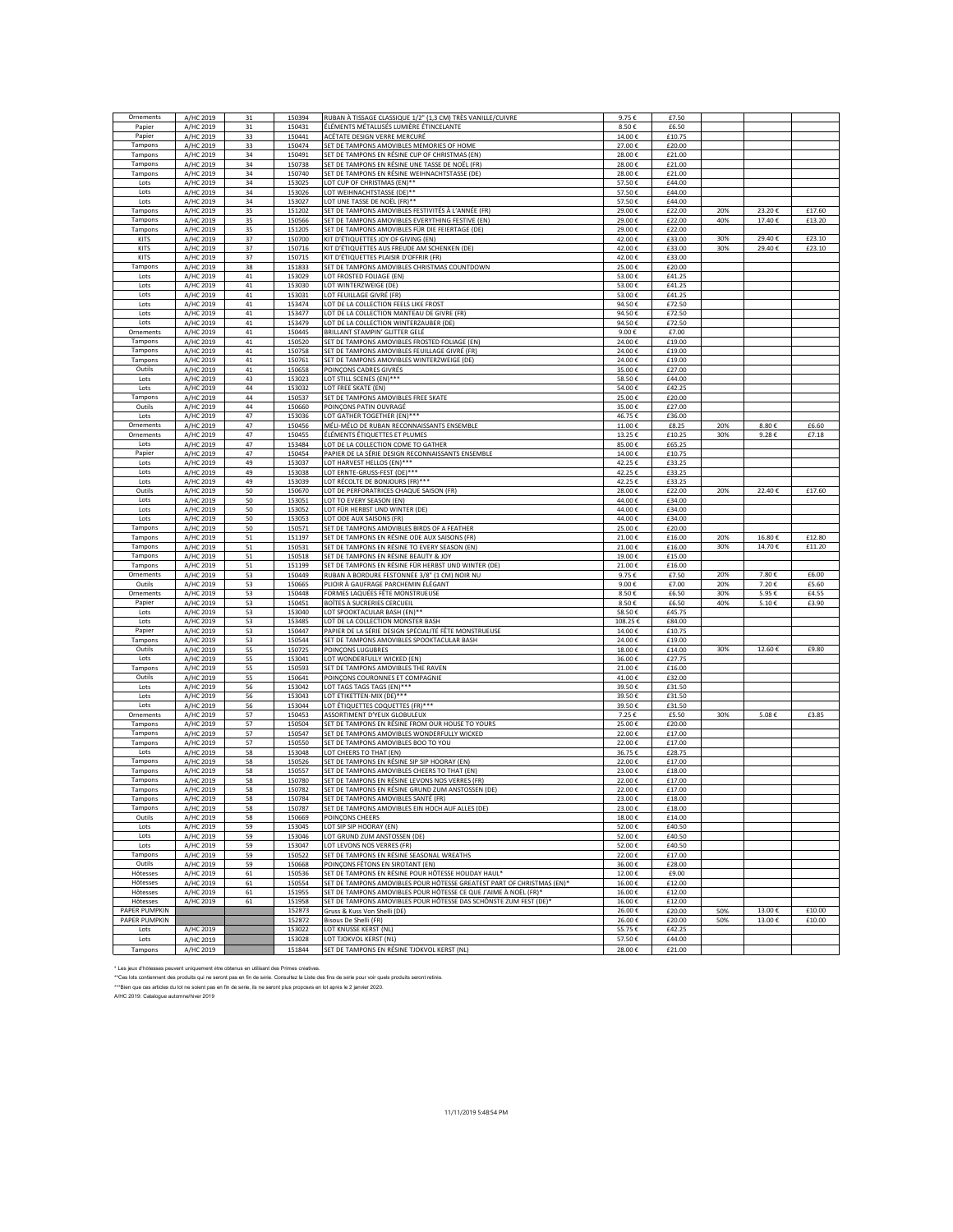| | | | | | | | | | |
|---|---|---|---|---|---|---|---|---|---|
| Ornements | A/HC 2019 | 31 | 150394 | RUBAN À TISSAGE CLASSIQUE 1/2" (1,3 CM) TRÈS VANILLE/CUIVRE | 9.75 € | £7.50 | | | |
| Papier | A/HC 2019 | 31 | 150431 | ÉLÉMENTS MÉTALLISÉS LUMIÈRE ÉTINCELANTE | 8.50 € | £6.50 | | | |
| Papier | A/HC 2019 | 33 | 150441 | ACÉTATE DESIGN VERRE MERCURÉ | 14.00 € | £10.75 | | | |
| Tampons | A/HC 2019 | 33 | 150474 | SET DE TAMPONS AMOVIBLES MEMORIES OF HOME | 27.00 € | £20.00 | | | |
| Tampons | A/HC 2019 | 34 | 150491 | SET DE TAMPONS EN RÉSINE CUP OF CHRISTMAS (EN) | 28.00 € | £21.00 | | | |
| Tampons | A/HC 2019 | 34 | 150738 | SET DE TAMPONS EN RÉSINE UNE TASSE DE NOËL (FR) | 28.00 € | £21.00 | | | |
| Tampons | A/HC 2019 | 34 | 150740 | SET DE TAMPONS EN RÉSINE WEIHNACHTSTASSE (DE) | 28.00 € | £21.00 | | | |
| Lots | A/HC 2019 | 34 | 153025 | LOT CUP OF CHRISTMAS (EN)** | 57.50 € | £44.00 | | | |
| Lots | A/HC 2019 | 34 | 153026 | LOT WEIHNACHTSTASSE (DE)** | 57.50 € | £44.00 | | | |
| Lots | A/HC 2019 | 34 | 153027 | LOT UNE TASSE DE NOËL (FR)** | 57.50 € | £44.00 | | | |
| Tampons | A/HC 2019 | 35 | 151202 | SET DE TAMPONS AMOVIBLES FESTIVITÉS À L'ANNÉE (FR) | 29.00 € | £22.00 | 20% | 23.20 € | £17.60 |
| Tampons | A/HC 2019 | 35 | 150566 | SET DE TAMPONS AMOVIBLES EVERYTHING FESTIVE (EN) | 29.00 € | £22.00 | 40% | 17.40 € | £13.20 |
| Tampons | A/HC 2019 | 35 | 151205 | SET DE TAMPONS AMOVIBLES FÜR DIE FEIERTAGE (DE) | 29.00 € | £22.00 | | | |
| KITS | A/HC 2019 | 37 | 150700 | KIT D'ÉTIQUETTES JOY OF GIVING (EN) | 42.00 € | £33.00 | 30% | 29.40 € | £23.10 |
| KITS | A/HC 2019 | 37 | 150716 | KIT D'ÉTIQUETTES AUS FREUDE AM SCHENKEN (DE) | 42.00 € | £33.00 | 30% | 29.40 € | £23.10 |
| KITS | A/HC 2019 | 37 | 150715 | KIT D'ÉTIQUETTES PLAISIR D'OFFRIR (FR) | 42.00 € | £33.00 | | | |
| Tampons | A/HC 2019 | 38 | 151833 | SET DE TAMPONS AMOVIBLES CHRISTMAS COUNTDOWN | 25.00 € | £20.00 | | | |
| Lots | A/HC 2019 | 41 | 153029 | LOT FROSTED FOLIAGE (EN) | 53.00 € | £41.25 | | | |
| Lots | A/HC 2019 | 41 | 153030 | LOT WINTERZWEIGE (DE) | 53.00 € | £41.25 | | | |
| Lots | A/HC 2019 | 41 | 153031 | LOT FEUILLAGE GIVRÉ (FR) | 53.00 € | £41.25 | | | |
| Lots | A/HC 2019 | 41 | 153474 | LOT DE LA COLLECTION FEELS LIKE FROST | 94.50 € | £72.50 | | | |
| Lots | A/HC 2019 | 41 | 153477 | LOT DE LA COLLECTION MANTEAU DE GIVRE (FR) | 94.50 € | £72.50 | | | |
| Lots | A/HC 2019 | 41 | 153479 | LOT DE LA COLLECTION WINTERZAUBER (DE) | 94.50 € | £72.50 | | | |
| Ornements | A/HC 2019 | 41 | 150445 | BRILLANT STAMPIN' GLITTER GELÉ | 9.00 € | £7.00 | | | |
| Tampons | A/HC 2019 | 41 | 150520 | SET DE TAMPONS AMOVIBLES FROSTED FOLIAGE (EN) | 24.00 € | £19.00 | | | |
| Tampons | A/HC 2019 | 41 | 150758 | SET DE TAMPONS AMOVIBLES FEUILLAGE GIVRÉ (FR) | 24.00 € | £19.00 | | | |
| Tampons | A/HC 2019 | 41 | 150761 | SET DE TAMPONS AMOVIBLES WINTERZWEIGE (DE) | 24.00 € | £19.00 | | | |
| Outils | A/HC 2019 | 41 | 150658 | POINÇONS CADRES GIVRÉS | 35.00 € | £27.00 | | | |
| Lots | A/HC 2019 | 43 | 153023 | LOT STILL SCENES (EN)*** | 58.50 € | £44.00 | | | |
| Lots | A/HC 2019 | 44 | 153032 | LOT FREE SKATE (EN) | 54.00 € | £42.25 | | | |
| Tampons | A/HC 2019 | 44 | 150537 | SET DE TAMPONS AMOVIBLES FREE SKATE | 25.00 € | £20.00 | | | |
| Outils | A/HC 2019 | 44 | 150660 | POINÇONS PATIN OUVRAGÉ | 35.00 € | £27.00 | | | |
| Lots | A/HC 2019 | 47 | 153036 | LOT GATHER TOGETHER (EN)*** | 46.75 € | £36.00 | | | |
| Ornements | A/HC 2019 | 47 | 150456 | MÉLI-MÉLO DE RUBAN RECONNAISSANTS ENSEMBLE | 11.00 € | £8.25 | 20% | 8.80 € | £6.60 |
| Ornements | A/HC 2019 | 47 | 150455 | ÉLÉMENTS ÉTIQUETTES ET PLUMES | 13.25 € | £10.25 | 30% | 9.28 € | £7.18 |
| Lots | A/HC 2019 | 47 | 153484 | LOT DE LA COLLECTION COME TO GATHER | 85.00 € | £65.25 | | | |
| Papier | A/HC 2019 | 47 | 150454 | PAPIER DE LA SÉRIE DESIGN RECONNAISSANTS ENSEMBLE | 14.00 € | £10.75 | | | |
| Lots | A/HC 2019 | 49 | 153037 | LOT HARVEST HELLOS (EN)*** | 42.25 € | £33.25 | | | |
| Lots | A/HC 2019 | 49 | 153038 | LOT ERNTE-GRUSS-FEST (DE)*** | 42.25 € | £33.25 | | | |
| Lots | A/HC 2019 | 49 | 153039 | LOT RÉCOLTE DE BONJOURS (FR)*** | 42.25 € | £33.25 | | | |
| Outils | A/HC 2019 | 50 | 150670 | LOT DE PERFORATRICES CHAQUE SAISON (FR) | 28.00 € | £22.00 | 20% | 22.40 € | £17.60 |
| Lots | A/HC 2019 | 50 | 153051 | LOT TO EVERY SEASON (EN) | 44.00 € | £34.00 | | | |
| Lots | A/HC 2019 | 50 | 153052 | LOT FÜR HERBST UND WINTER (DE) | 44.00 € | £34.00 | | | |
| Lots | A/HC 2019 | 50 | 153053 | LOT ODE AUX SAISONS (FR) | 44.00 € | £34.00 | | | |
| Tampons | A/HC 2019 | 50 | 150571 | SET DE TAMPONS AMOVIBLES BIRDS OF A FEATHER | 25.00 € | £20.00 | | | |
| Tampons | A/HC 2019 | 51 | 151197 | SET DE TAMPONS EN RÉSINE ODE AUX SAISONS (FR) | 21.00 € | £16.00 | 20% | 16.80 € | £12.80 |
| Tampons | A/HC 2019 | 51 | 150531 | SET DE TAMPONS EN RÉSINE TO EVERY SEASON (EN) | 21.00 € | £16.00 | 30% | 14.70 € | £11.20 |
| Tampons | A/HC 2019 | 51 | 150518 | SET DE TAMPONS EN RÉSINE BEAUTY & JOY | 19.00 € | £15.00 | | | |
| Tampons | A/HC 2019 | 51 | 151199 | SET DE TAMPONS EN RÉSINE FÜR HERBST UND WINTER (DE) | 21.00 € | £16.00 | | | |
| Ornements | A/HC 2019 | 53 | 150449 | RUBAN À BORDURE FESTONNÉE 3/8" (1 CM) NOIR NU | 9.75 € | £7.50 | 20% | 7.80 € | £6.00 |
| Outils | A/HC 2019 | 53 | 150665 | PLIOIR À GAUFRAGE PARCHEMIN ÉLÉGANT | 9.00 € | £7.00 | 20% | 7.20 € | £5.60 |
| Ornements | A/HC 2019 | 53 | 150448 | FORMES LAQUÉES FÊTE MONSTRUEUSE | 8.50 € | £6.50 | 30% | 5.95 € | £4.55 |
| Papier | A/HC 2019 | 53 | 150451 | BOÎTES À SUCRERIES CERCUEIL | 8.50 € | £6.50 | 40% | 5.10 € | £3.90 |
| Lots | A/HC 2019 | 53 | 153040 | LOT SPOOKTACULAR BASH (EN)** | 58.50 € | £45.75 | | | |
| Lots | A/HC 2019 | 53 | 153485 | LOT DE LA COLLECTION MONSTER BASH | 108.25 € | £84.00 | | | |
| Papier | A/HC 2019 | 53 | 150447 | PAPIER DE LA SÉRIE DESIGN SPÉCIALITÉ FÊTE MONSTRUEUSE | 14.00 € | £10.75 | | | |
| Tampons | A/HC 2019 | 53 | 150544 | SET DE TAMPONS AMOVIBLES SPOOKTACULAR BASH | 24.00 € | £19.00 | | | |
| Outils | A/HC 2019 | 55 | 150725 | POINÇONS LUGUBRES | 18.00 € | £14.00 | 30% | 12.60 € | £9.80 |
| Lots | A/HC 2019 | 55 | 153041 | LOT WONDERFULLY WICKED (EN) | 36.00 € | £27.75 | | | |
| Tampons | A/HC 2019 | 55 | 150593 | SET DE TAMPONS AMOVIBLES THE RAVEN | 21.00 € | £16.00 | | | |
| Outils | A/HC 2019 | 55 | 150641 | POINÇONS COURONNES ET COMPAGNIE | 41.00 € | £32.00 | | | |
| Lots | A/HC 2019 | 56 | 153042 | LOT TAGS TAGS TAGS (EN)*** | 39.50 € | £31.50 | | | |
| Lots | A/HC 2019 | 56 | 153043 | LOT ETIKETTEN-MIX (DE)*** | 39.50 € | £31.50 | | | |
| Lots | A/HC 2019 | 56 | 153044 | LOT ÉTIQUETTES COQUETTES (FR)*** | 39.50 € | £31.50 | | | |
| Ornements | A/HC 2019 | 57 | 150453 | ASSORTIMENT D'YEUX GLOBULEUX | 7.25 € | £5.50 | 30% | 5.08 € | £3.85 |
| Tampons | A/HC 2019 | 57 | 150504 | SET DE TAMPONS EN RÉSINE FROM OUR HOUSE TO YOURS | 25.00 € | £20.00 | | | |
| Tampons | A/HC 2019 | 57 | 150547 | SET DE TAMPONS AMOVIBLES WONDERFULLY WICKED | 22.00 € | £17.00 | | | |
| Tampons | A/HC 2019 | 57 | 150550 | SET DE TAMPONS AMOVIBLES BOO TO YOU | 22.00 € | £17.00 | | | |
| Lots | A/HC 2019 | 58 | 153048 | LOT CHEERS TO THAT (EN) | 36.75 € | £28.75 | | | |
| Tampons | A/HC 2019 | 58 | 150526 | SET DE TAMPONS EN RÉSINE SIP SIP HOORAY (EN) | 22.00 € | £17.00 | | | |
| Tampons | A/HC 2019 | 58 | 150557 | SET DE TAMPONS AMOVIBLES CHEERS TO THAT (EN) | 23.00 € | £18.00 | | | |
| Tampons | A/HC 2019 | 58 | 150780 | SET DE TAMPONS EN RÉSINE LEVONS NOS VERRES (FR) | 22.00 € | £17.00 | | | |
| Tampons | A/HC 2019 | 58 | 150782 | SET DE TAMPONS EN RÉSINE GRUND ZUM ANSTOSSEN (DE) | 22.00 € | £17.00 | | | |
| Tampons | A/HC 2019 | 58 | 150784 | SET DE TAMPONS AMOVIBLES SANTÉ (FR) | 23.00 € | £18.00 | | | |
| Tampons | A/HC 2019 | 58 | 150787 | SET DE TAMPONS AMOVIBLES EIN HOCH AUF ALLES (DE) | 23.00 € | £18.00 | | | |
| Outils | A/HC 2019 | 58 | 150669 | POINÇONS CHEERS | 18.00 € | £14.00 | | | |
| Lots | A/HC 2019 | 59 | 153045 | LOT SIP SIP HOORAY (EN) | 52.00 € | £40.50 | | | |
| Lots | A/HC 2019 | 59 | 153046 | LOT GRUND ZUM ANSTOSSEN (DE) | 52.00 € | £40.50 | | | |
| Lots | A/HC 2019 | 59 | 153047 | LOT LEVONS NOS VERRES (FR) | 52.00 € | £40.50 | | | |
| Tampons | A/HC 2019 | 59 | 150522 | SET DE TAMPONS EN RÉSINE SEASONAL WREATHS | 22.00 € | £17.00 | | | |
| Outils | A/HC 2019 | 59 | 150668 | POINÇONS FÊTONS EN SIROTANT (EN) | 36.00 € | £28.00 | | | |
| Hôtesses | A/HC 2019 | 61 | 150536 | SET DE TAMPONS EN RÉSINE POUR HÔTESSE HOLIDAY HAUL* | 12.00 € | £9.00 | | | |
| Hôtesses | A/HC 2019 | 61 | 150554 | SET DE TAMPONS AMOVIBLES POUR HÔTESSE GREATEST PART OF CHRISTMAS (EN)* | 16.00 € | £12.00 | | | |
| Hôtesses | A/HC 2019 | 61 | 151955 | SET DE TAMPONS AMOVIBLES POUR HÔTESSE CE QUE J'AIME À NOËL (FR)* | 16.00 € | £12.00 | | | |
| Hôtesses | A/HC 2019 | 61 | 151958 | SET DE TAMPONS AMOVIBLES POUR HÔTESSE DAS SCHÖNSTE ZUM FEST (DE)* | 16.00 € | £12.00 | | | |
| PAPER PUMPKIN | | | 152873 | Gruss & Kuss Von Shelli (DE) | 26.00 € | £20.00 | 50% | 13.00 € | £10.00 |
| PAPER PUMPKIN | | | 152872 | Bisous De Shelli (FR) | 26.00 € | £20.00 | 50% | 13.00 € | £10.00 |
| Lots | A/HC 2019 | | 153022 | LOT KNUSSE KERST (NL) | 55.75 € | £42.25 | | | |
| Lots | A/HC 2019 | | 153028 | LOT TJOKVOL KERST (NL) | 57.50 € | £44.00 | | | |
| Tampons | A/HC 2019 | | 151844 | SET DE TAMPONS EN RÉSINE TJOKVOL KERST (NL) | 28.00 € | £21.00 | | | |

* Les jeux d'hôtesses peuvent uniquement être obtenus en utilisant des Primes creatives.

**Ces lots contiennent des produits qui ne seront pas en fin de serie. Consultez la Liste des fins de serie pour voir quels produits seront retires.

***Bien que ces articles du lot ne soient pas en fin de serie, ils ne seront plus proposes en lot apres le 2 janvier 2020.

A/HC 2019: Catalogue automne/hiver 2019

11/11/2019 5:48:54 PM